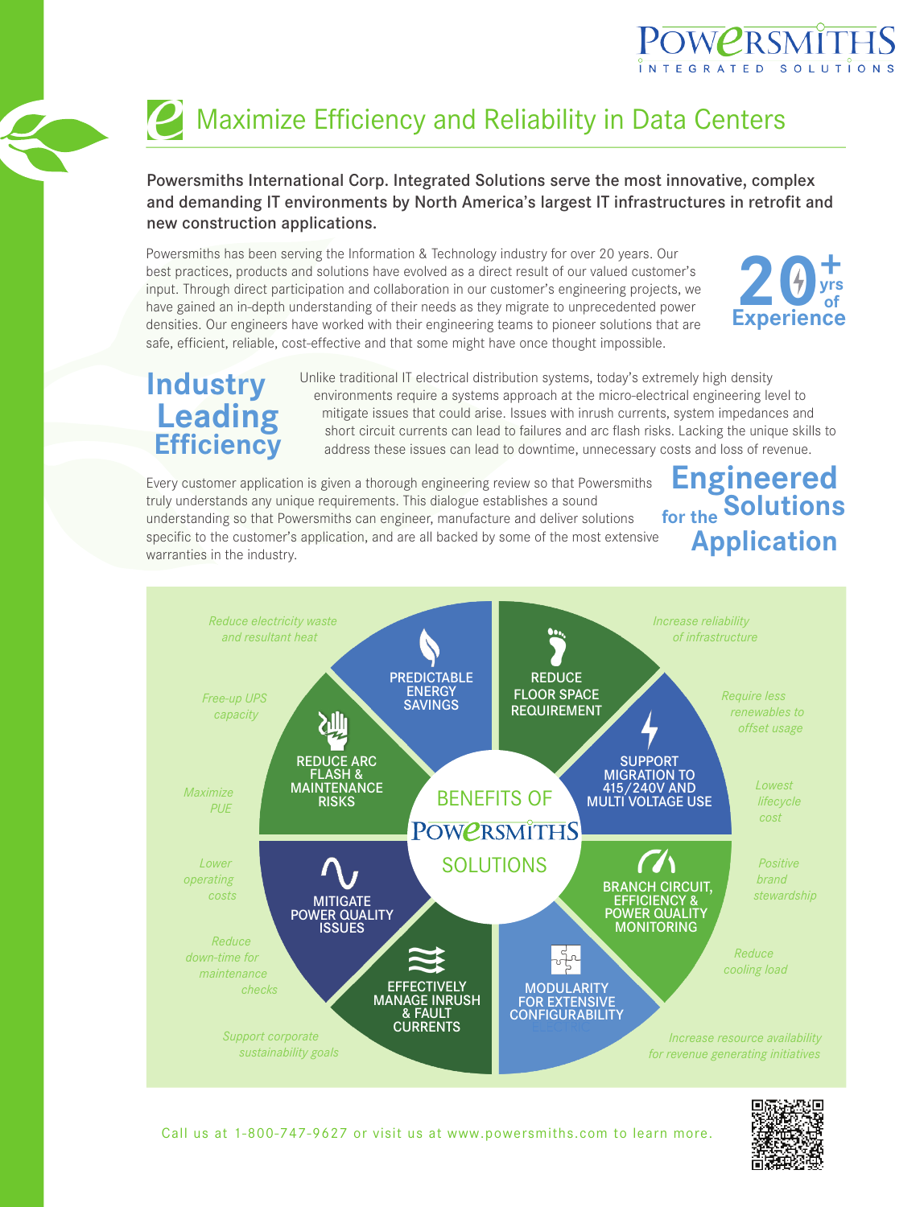# Maximize Efficiency and Reliability in Data Centers

**Powersmiths International Corp. Integrated Solutions serve the most innovative, complex and demanding IT environments by North America's largest IT infrastructures in retrofit and new construction applications.**

Powersmiths has been serving the Information & Technology industry for over 20 years. Our best practices, products and solutions have evolved as a direct result of our valued customer's input. Through direct participation and collaboration in our customer's engineering projects, we have gained an in-depth understanding of their needs as they migrate to unprecedented power densities. Our engineers have worked with their engineering teams to pioneer solutions that are safe, efficient, reliable, cost-effective and that some might have once thought impossible.

**20+ yrs of Experience**

## Industry Leading Efficiency

Unlike traditional IT electrical distribution systems, today's extremely high density environments require a systems approach at the micro-electrical engineering level to mitigate issues that could arise. Issues with inrush currents, system impedances and short circuit currents can lead to failures and arc flash risks. Lacking the unique skills to address these issues can lead to downtime, unnecessary costs and loss of revenue.

## Engineered Solutions for the Application

Every customer application is given a thorough engineering review so that Powersmiths truly understands any unique requirements. This dialogue establishes a sound understanding so that Powersmiths can engineer, manufacture and deliver solutions specific to the customer's application, and are all backed by some of the most extensive warranties in the industry.

## BENEFITS OF POWERSMITHS SOLUTIONS

- **PREDICTABLE ENERGY SAVINGS**
- **REDUCE FLOOR SPACE REQUIREMENT**
- **SUPPORT MIGRATION TO 415/240V AND MULTI VOLTAGE USE**
- **BRANCH CIRCUIT, EFFICIENCY & POWER QUALITY MONITORING**
- **MODULARITY FOR EXTENSIVE CONFIGURABILITY**
- **EFFECTIVELY MANAGE INRUSH & FAULT CURRENTS**
- **MITIGATE POWER QUALITY ISSUES**
- **REDUCE ARC FLASH & MAINTENANCE RISKS**

*Reduce electricity waste and resultant heat*

*Increase reliability of infrastructure*

*Require less renewables to offset usage*

*Lowest lifecycle cost*

*Positive brand stewardship*

*Reduce cooling load*

*Increase resource availability for revenue generating initiatives*

*Support corporate sustainability goals*

*Reduce down-time for maintenance checks*

*Lower operating costs*

*Maximize PUE*

*Free-up UPS capacity*

Call us at 1-800-747-9627 or visit us at www.powersmiths.com to learn more.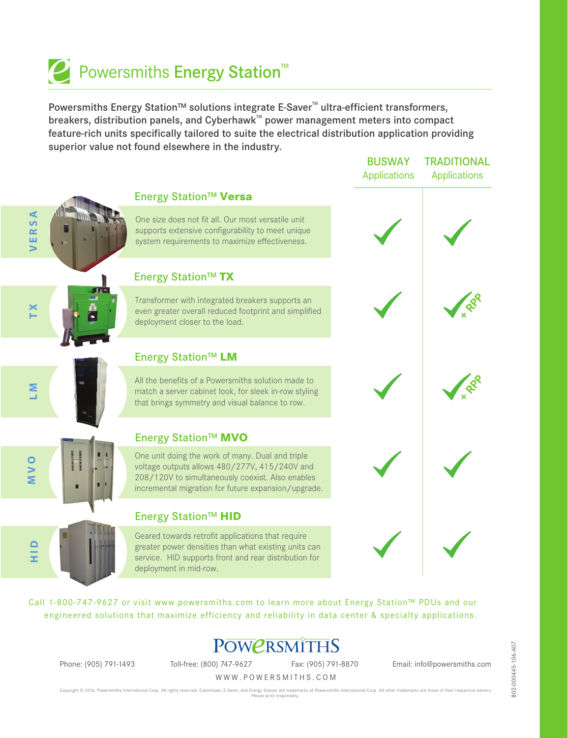# Powersmiths Energy Station™

Powersmiths Energy Station™ solutions integrate E-Saver™ ultra-efficient transformers, breakers, distribution panels, and Cyberhawk™ power management meters into compact feature-rich units specifically tailored to suite the electrical distribution application providing superior value not found elsewhere in the industry.

| | Product | Description | BUSWAY Applications | TRADITIONAL Applications |
|---|---|---|---|---|
| VERSA | Energy Station™ **Versa** | One size does not fit all. Our most versatile unit supports extensive configurability to meet unique system requirements to maximize effectiveness. | ✓ | ✓ |
| TX | Energy Station™ **TX** | Transformer with integrated breakers supports an even greater overall reduced footprint and simplified deployment closer to the load. | ✓ | ✓ + RPP |
| LM | Energy Station™ **LM** | All the benefits of a Powersmiths solution made to match a server cabinet look, for sleek in-row styling that brings symmetry and visual balance to row. | ✓ | ✓ + RPP |
| MVO | Energy Station™ **MVO** | One unit doing the work of many. Dual and triple voltage outputs allows 480/277V, 415/240V and 208/120V to simultaneously coexist. Also enables incremental migration for future expansion/upgrade. | ✓ | ✓ |
| HID | Energy Station™ **HID** | Geared towards retrofit applications that require greater power densities than what existing units can service. HID supports front and rear distribution for deployment in mid-row. | ✓ | ✓ |

Call 1-800-747-9627 or visit www.powersmiths.com to learn more about Energy Station™ PDUs and our engineered solutions that maximize efficiency and reliability in data center & specialty applications.

POWERSMITHS

Phone: (905) 791-1493 Toll-free: (800) 747-9627 Fax: (905) 791-8870 Email: info@powersmiths.com

WWW.POWERSMITHS.COM

Copyright © 2016, Powersmiths International Corp. All rights reserved. Cyberhawk, E-Saver, and Energy Station are trademarks of Powersmiths International Corp. All other trademarks are those of their respective owners. Please print responsibly.

802-000445-106-A07